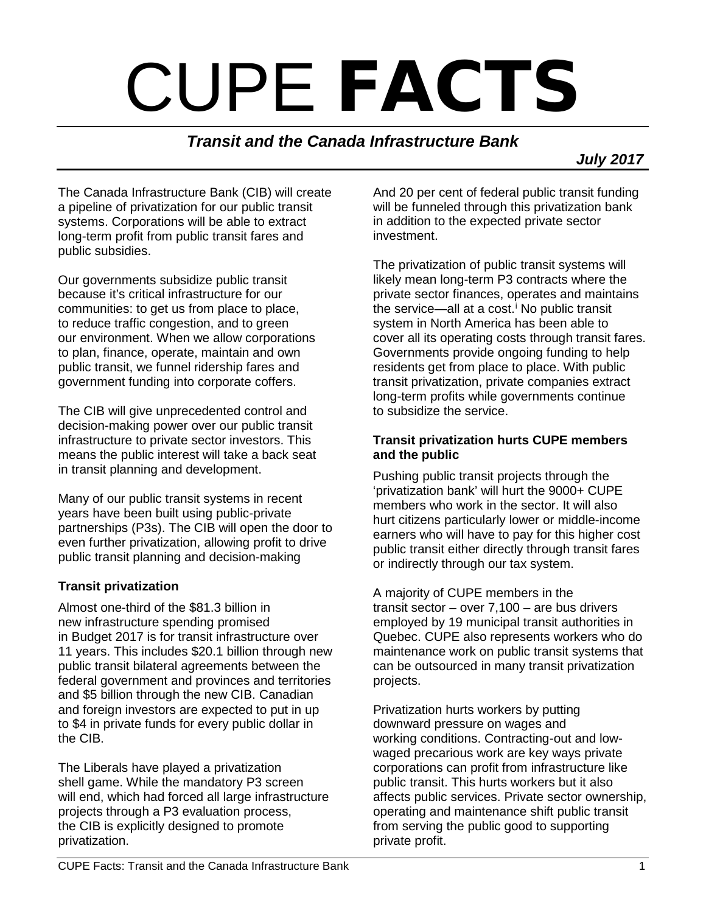# CUPE **FACTS**

## *Transit and the Canada Infrastructure Bank*

***July 2017***

The Canada Infrastructure Bank (CIB) will create a pipeline of privatization for our public transit systems. Corporations will be able to extract long-term profit from public transit fares and public subsidies.

Our governments subsidize public transit because it's critical infrastructure for our communities: to get us from place to place, to reduce traffic congestion, and to green our environment. When we allow corporations to plan, finance, operate, maintain and own public transit, we funnel ridership fares and government funding into corporate coffers.

The CIB will give unprecedented control and decision-making power over our public transit infrastructure to private sector investors. This means the public interest will take a back seat in transit planning and development.

Many of our public transit systems in recent years have been built using public-private partnerships (P3s). The CIB will open the door to even further privatization, allowing profit to drive public transit planning and decision-making

### Transit privatization

Almost one-third of the $81.3 billion in new infrastructure spending promised in Budget 2017 is for transit infrastructure over 11 years. This includes $20.1 billion through new public transit bilateral agreements between the federal government and provinces and territories and $5 billion through the new CIB. Canadian and foreign investors are expected to put in up to $4 in private funds for every public dollar in the CIB.

The Liberals have played a privatization shell game. While the mandatory P3 screen will end, which had forced all large infrastructure projects through a P3 evaluation process, the CIB is explicitly designed to promote privatization.

And 20 per cent of federal public transit funding will be funneled through this privatization bank in addition to the expected private sector investment.

The privatization of public transit systems will likely mean long-term P3 contracts where the private sector finances, operates and maintains the service—all at a cost.[i] No public transit system in North America has been able to cover all its operating costs through transit fares. Governments provide ongoing funding to help residents get from place to place. With public transit privatization, private companies extract long-term profits while governments continue to subsidize the service.

### Transit privatization hurts CUPE members and the public

Pushing public transit projects through the 'privatization bank' will hurt the 9000+ CUPE members who work in the sector. It will also hurt citizens particularly lower or middle-income earners who will have to pay for this higher cost public transit either directly through transit fares or indirectly through our tax system.

A majority of CUPE members in the transit sector – over 7,100 – are bus drivers employed by 19 municipal transit authorities in Quebec. CUPE also represents workers who do maintenance work on public transit systems that can be outsourced in many transit privatization projects.

Privatization hurts workers by putting downward pressure on wages and working conditions. Contracting-out and low-waged precarious work are key ways private corporations can profit from infrastructure like public transit. This hurts workers but it also affects public services. Private sector ownership, operating and maintenance shift public transit from serving the public good to supporting private profit.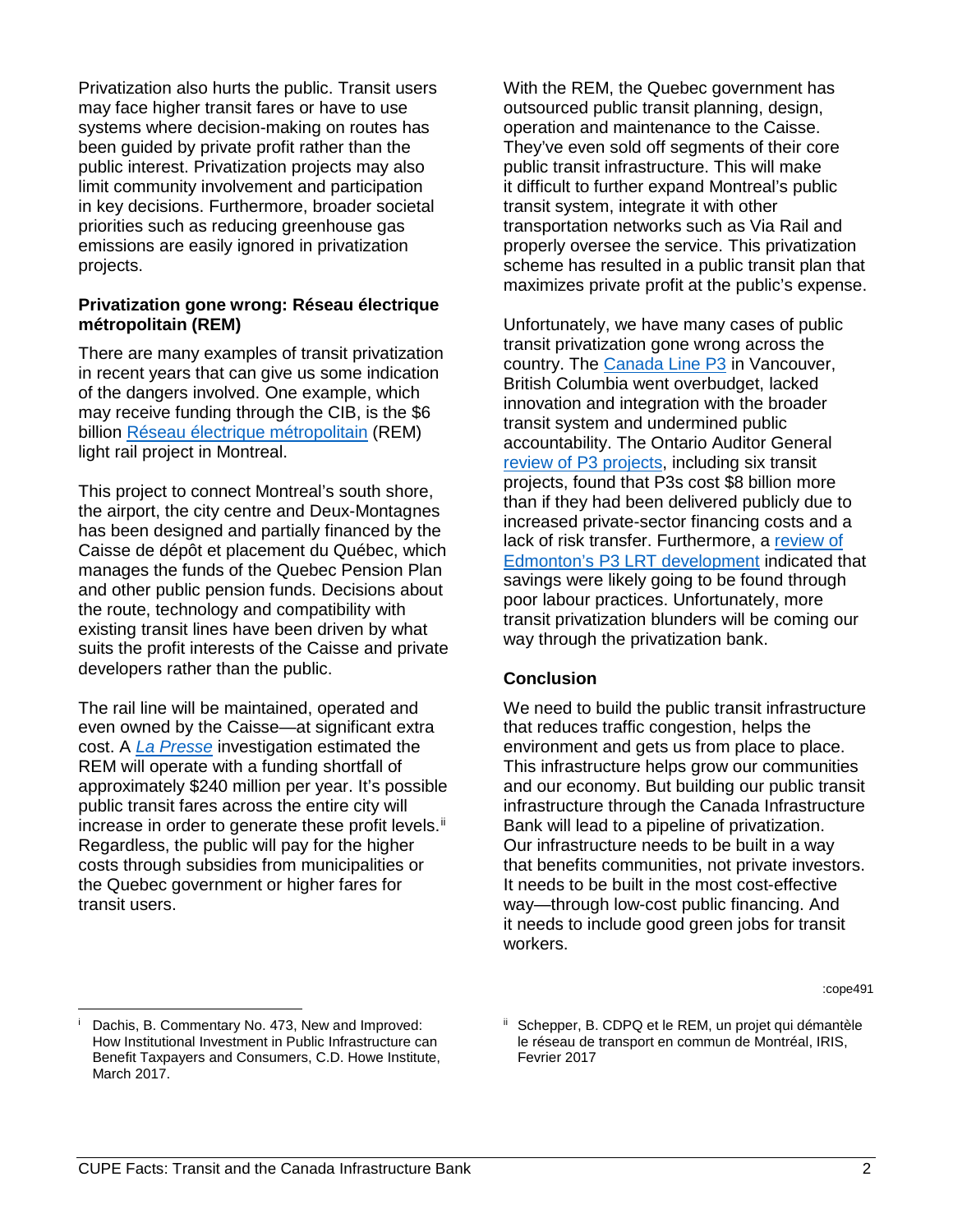Privatization also hurts the public. Transit users may face higher transit fares or have to use systems where decision-making on routes has been guided by private profit rather than the public interest. Privatization projects may also limit community involvement and participation in key decisions. Furthermore, broader societal priorities such as reducing greenhouse gas emissions are easily ignored in privatization projects.

**Privatization gone wrong: Réseau électrique métropolitain (REM)**

There are many examples of transit privatization in recent years that can give us some indication of the dangers involved. One example, which may receive funding through the CIB, is the $6 billion Réseau électrique métropolitain (REM) light rail project in Montreal.

This project to connect Montreal's south shore, the airport, the city centre and Deux-Montagnes has been designed and partially financed by the Caisse de dépôt et placement du Québec, which manages the funds of the Quebec Pension Plan and other public pension funds. Decisions about the route, technology and compatibility with existing transit lines have been driven by what suits the profit interests of the Caisse and private developers rather than the public.

The rail line will be maintained, operated and even owned by the Caisse—at significant extra cost. A *La Presse* investigation estimated the REM will operate with a funding shortfall of approximately $240 million per year. It's possible public transit fares across the entire city will increase in order to generate these profit levels.[ii] Regardless, the public will pay for the higher costs through subsidies from municipalities or the Quebec government or higher fares for transit users.

With the REM, the Quebec government has outsourced public transit planning, design, operation and maintenance to the Caisse. They've even sold off segments of their core public transit infrastructure. This will make it difficult to further expand Montreal's public transit system, integrate it with other transportation networks such as Via Rail and properly oversee the service. This privatization scheme has resulted in a public transit plan that maximizes private profit at the public's expense.

Unfortunately, we have many cases of public transit privatization gone wrong across the country. The Canada Line P3 in Vancouver, British Columbia went overbudget, lacked innovation and integration with the broader transit system and undermined public accountability. The Ontario Auditor General review of P3 projects, including six transit projects, found that P3s cost $8 billion more than if they had been delivered publicly due to increased private-sector financing costs and a lack of risk transfer. Furthermore, a review of Edmonton's P3 LRT development indicated that savings were likely going to be found through poor labour practices. Unfortunately, more transit privatization blunders will be coming our way through the privatization bank.

**Conclusion**

We need to build the public transit infrastructure that reduces traffic congestion, helps the environment and gets us from place to place. This infrastructure helps grow our communities and our economy. But building our public transit infrastructure through the Canada Infrastructure Bank will lead to a pipeline of privatization. Our infrastructure needs to be built in a way that benefits communities, not private investors. It needs to be built in the most cost-effective way—through low-cost public financing. And it needs to include good green jobs for transit workers.

:cope491

---

[i] Dachis, B. Commentary No. 473, New and Improved: How Institutional Investment in Public Infrastructure can Benefit Taxpayers and Consumers, C.D. Howe Institute, March 2017.

[ii] Schepper, B. CDPQ et le REM, un projet qui démantèle le réseau de transport en commun de Montréal, IRIS, Fevrier 2017